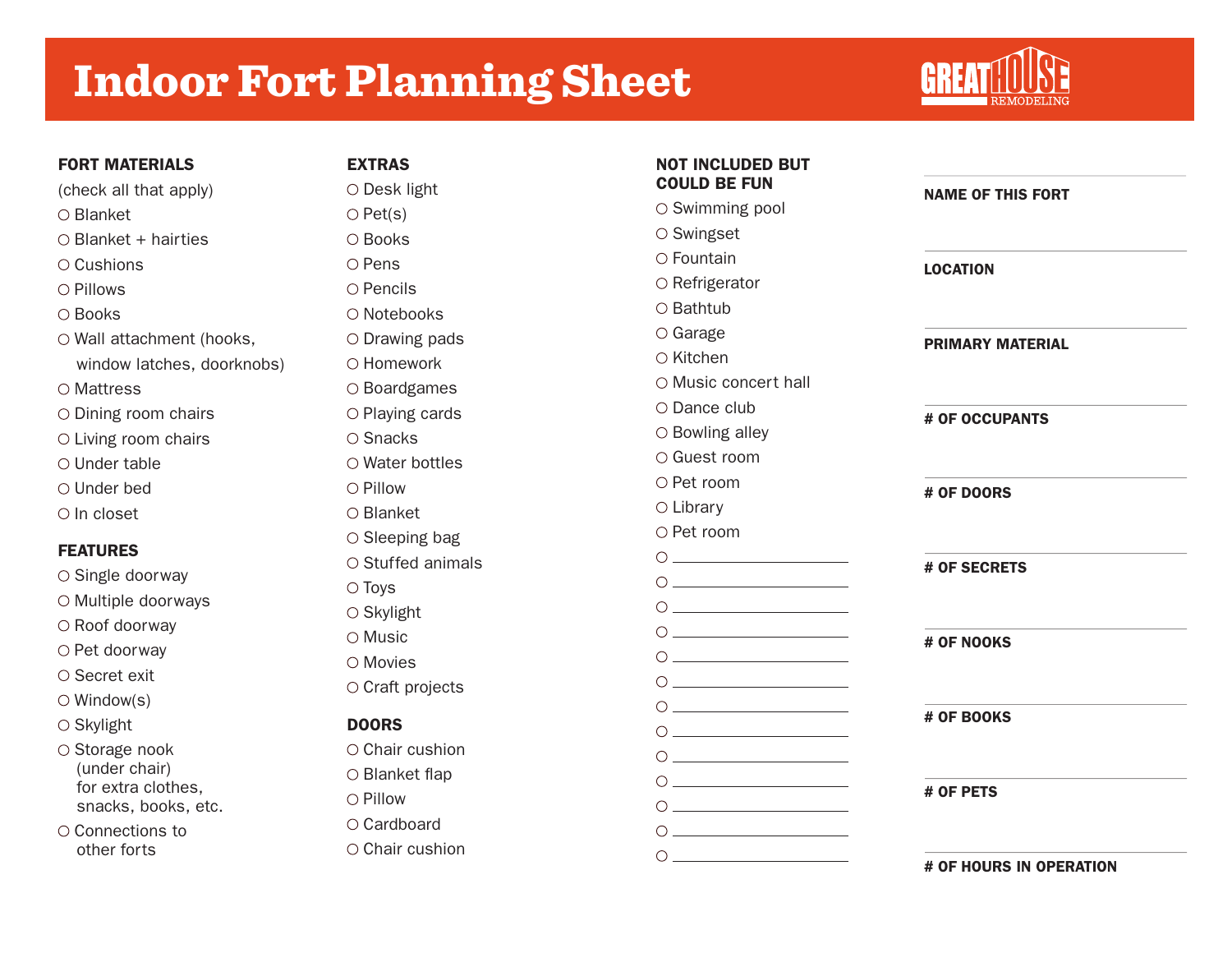# Indoor Fort Planning Sheet

GREATHOUSE REMODELING

**FORT MATERIALS**

(check all that apply)

- ○ Blanket
- ○ Blanket + hairties
- ○ Cushions
- ○ Pillows
- ○ Books
- ○ Wall attachment (hooks, window latches, doorknobs)
- ○ Mattress
- ○ Dining room chairs
- ○ Living room chairs
- ○ Under table
- ○ Under bed
- ○ In closet

**FEATURES**

- ○ Single doorway
- ○ Multiple doorways
- ○ Roof doorway
- ○ Pet doorway
- ○ Secret exit
- ○ Window(s)
- ○ Skylight
- ○ Storage nook (under chair) for extra clothes, snacks, books, etc.
- ○ Connections to other forts

**EXTRAS**

- ○ Desk light
- ○ Pet(s)
- ○ Books
- ○ Pens
- ○ Pencils
- ○ Notebooks
- ○ Drawing pads
- ○ Homework
- ○ Boardgames
- ○ Playing cards
- ○ Snacks
- ○ Water bottles
- ○ Pillow
- ○ Blanket
- ○ Sleeping bag
- ○ Stuffed animals
- ○ Toys
- ○ Skylight
- ○ Music
- ○ Movies
- ○ Craft projects

**DOORS**

- ○ Chair cushion
- ○ Blanket flap
- ○ Pillow
- ○ Cardboard
- ○ Chair cushion

**NOT INCLUDED BUT COULD BE FUN**

- ○ Swimming pool
- ○ Swingset
- ○ Fountain
- ○ Refrigerator
- ○ Bathtub
- ○ Garage
- ○ Kitchen
- ○ Music concert hall
- ○ Dance club
- ○ Bowling alley
- ○ Guest room
- ○ Pet room
- ○ Library
- ○ Pet room
- ○ ____________________
- ○ ____________________
- ○ ____________________
- ○ ____________________
- ○ ____________________
- ○ ____________________
- ○ ____________________
- ○ ____________________
- ○ ____________________
- ○ ____________________
- ○ ____________________
- ○ ____________________
- ○ ____________________

**NAME OF THIS FORT**

**LOCATION**

**PRIMARY MATERIAL**

**# OF OCCUPANTS**

**# OF DOORS**

**# OF SECRETS**

**# OF NOOKS**

**# OF BOOKS**

**# OF PETS**

**# OF HOURS IN OPERATION**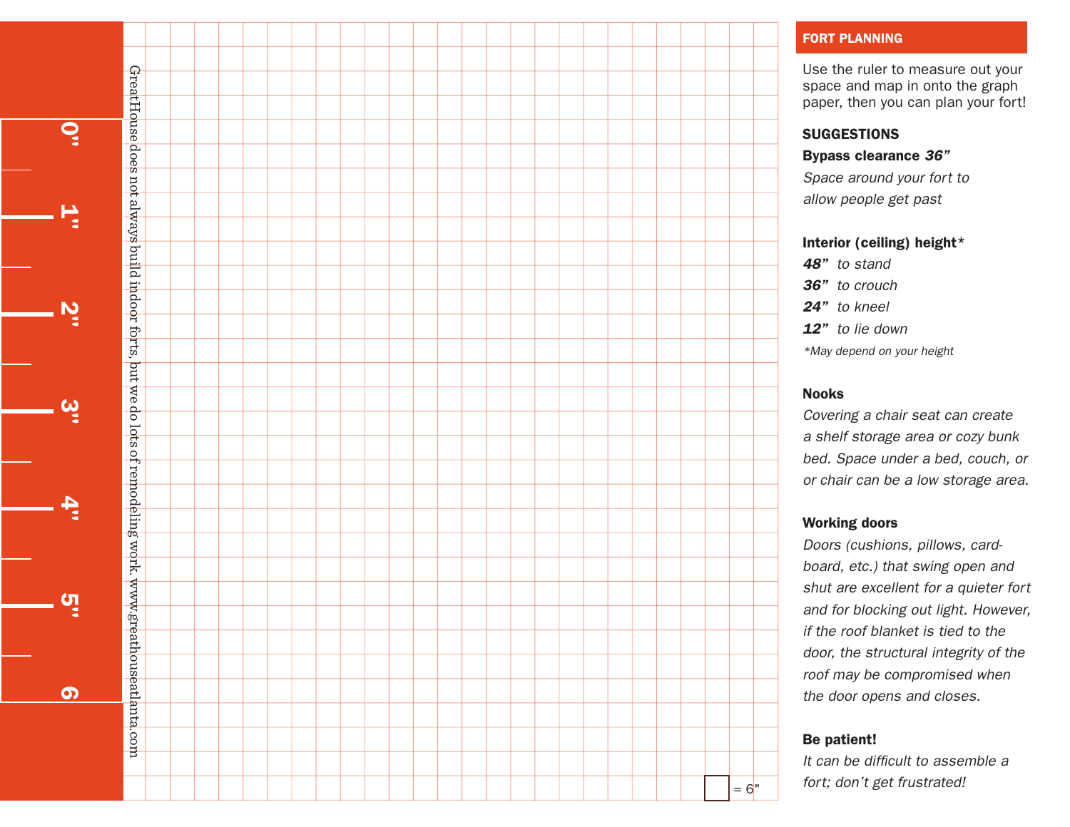Great House does not always build indoor forts, but we do lots of remodeling work. www.greathouseatlanta.com

0"
1"
2"
3"
4"
5"
6

= 6"

## FORT PLANNING

Use the ruler to measure out your space and map in onto the graph paper, then you can plan your fort!

### SUGGESTIONS

**Bypass clearance *36”***

*Space around your fort to allow people get past*

**Interior (ceiling) height***

***48”*** *to stand*
***36”*** *to crouch*
***24”*** *to kneel*
***12”*** *to lie down*

**May depend on your height*

**Nooks**

*Covering a chair seat can create a shelf storage area or cozy bunk bed. Space under a bed, couch, or or chair can be a low storage area.*

**Working doors**

*Doors (cushions, pillows, card-board, etc.) that swing open and shut are excellent for a quieter fort and for blocking out light. However, if the roof blanket is tied to the door, the structural integrity of the roof may be compromised when the door opens and closes.*

**Be patient!**

*It can be difficult to assemble a fort; don’t get frustrated!*